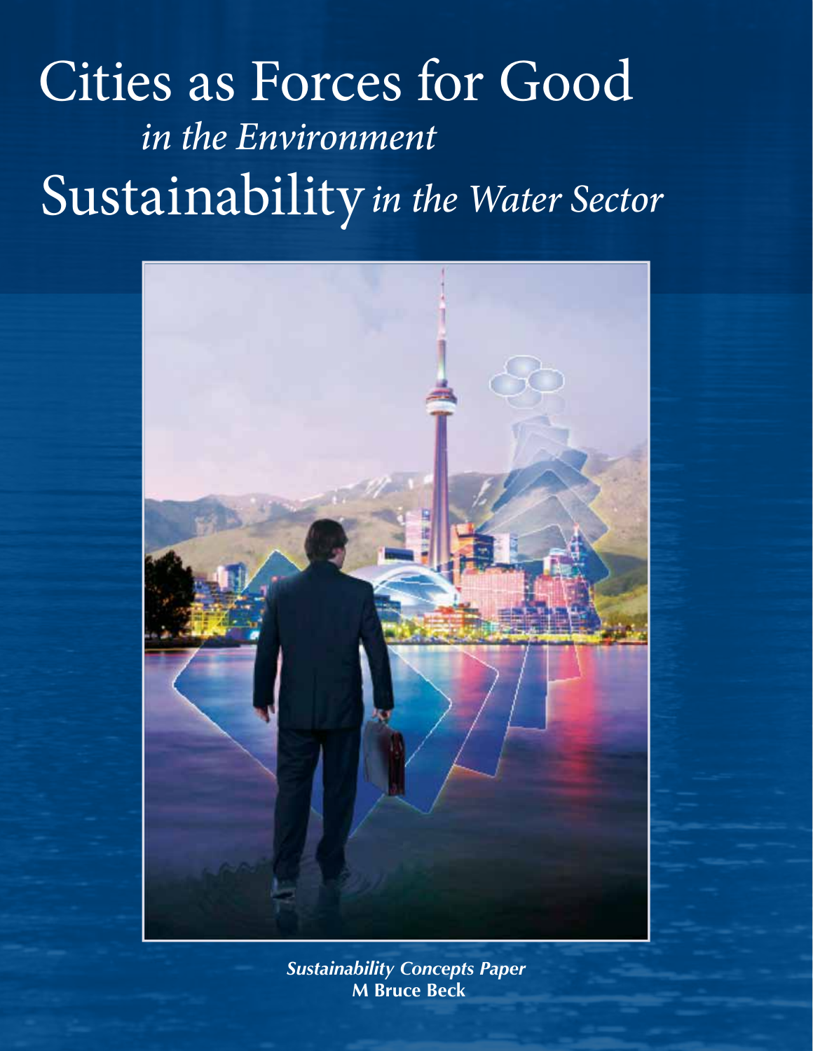# Cities as Forces for Good

*in the Environment*

# Sustainability *in the Water Sector*

***Sustainability Concepts Paper***

**M Bruce Beck**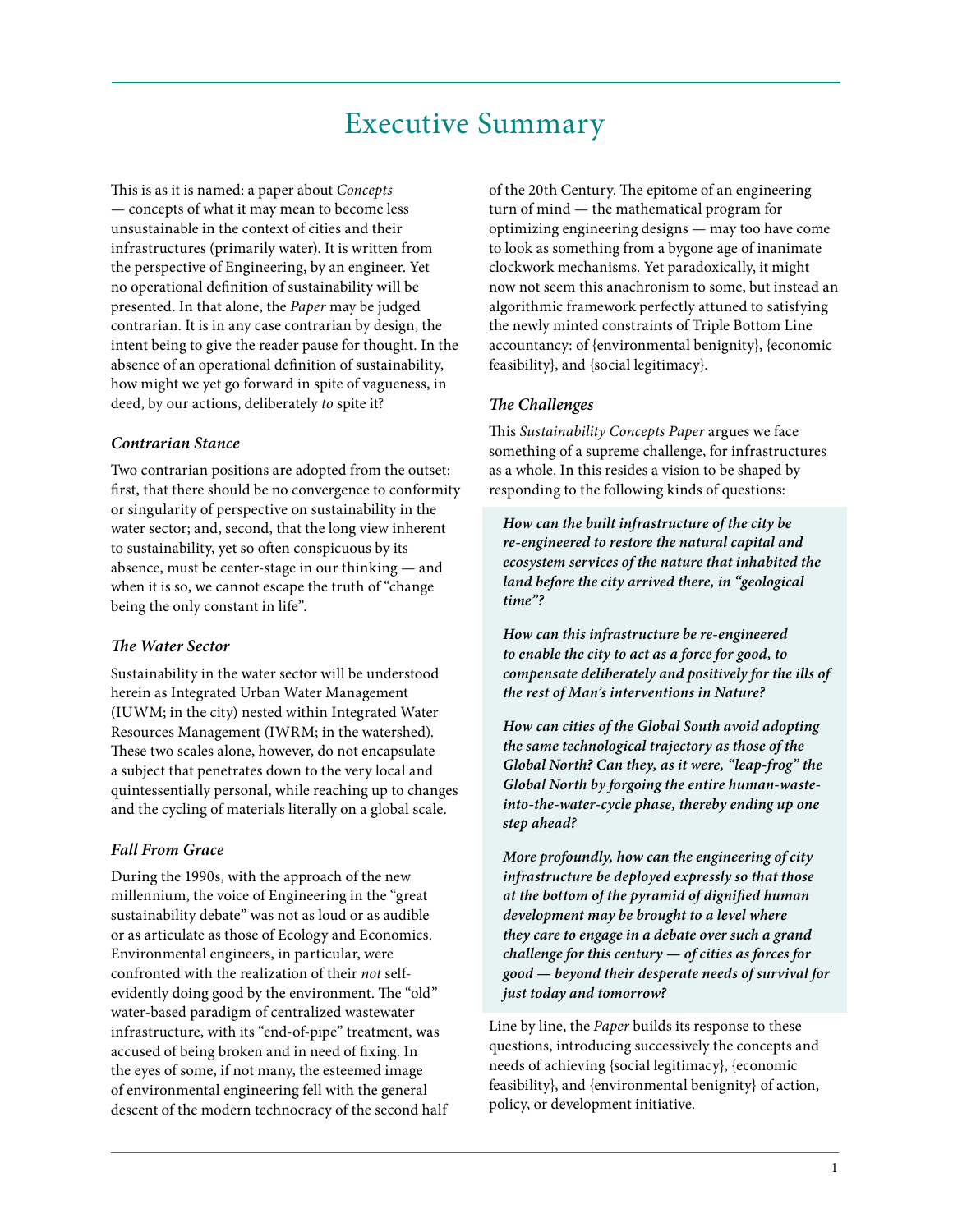# Executive Summary

This is as it is named: a paper about *Concepts* — concepts of what it may mean to become less unsustainable in the context of cities and their infrastructures (primarily water). It is written from the perspective of Engineering, by an engineer. Yet no operational definition of sustainability will be presented. In that alone, the *Paper* may be judged contrarian. It is in any case contrarian by design, the intent being to give the reader pause for thought. In the absence of an operational definition of sustainability, how might we yet go forward in spite of vagueness, in deed, by our actions, deliberately *to* spite it?

### *Contrarian Stance*

Two contrarian positions are adopted from the outset: first, that there should be no convergence to conformity or singularity of perspective on sustainability in the water sector; and, second, that the long view inherent to sustainability, yet so often conspicuous by its absence, must be center-stage in our thinking — and when it is so, we cannot escape the truth of "change being the only constant in life".

### *The Water Sector*

Sustainability in the water sector will be understood herein as Integrated Urban Water Management (IUWM; in the city) nested within Integrated Water Resources Management (IWRM; in the watershed). These two scales alone, however, do not encapsulate a subject that penetrates down to the very local and quintessentially personal, while reaching up to changes and the cycling of materials literally on a global scale.

### *Fall From Grace*

During the 1990s, with the approach of the new millennium, the voice of Engineering in the "great sustainability debate" was not as loud or as audible or as articulate as those of Ecology and Economics. Environmental engineers, in particular, were confronted with the realization of their *not* self-evidently doing good by the environment. The "old" water-based paradigm of centralized wastewater infrastructure, with its "end-of-pipe" treatment, was accused of being broken and in need of fixing. In the eyes of some, if not many, the esteemed image of environmental engineering fell with the general descent of the modern technocracy of the second half of the 20th Century. The epitome of an engineering turn of mind — the mathematical program for optimizing engineering designs — may too have come to look as something from a bygone age of inanimate clockwork mechanisms. Yet paradoxically, it might now not seem this anachronism to some, but instead an algorithmic framework perfectly attuned to satisfying the newly minted constraints of Triple Bottom Line accountancy: of {environmental benignity}, {economic feasibility}, and {social legitimacy}.

### *The Challenges*

This *Sustainability Concepts Paper* argues we face something of a supreme challenge, for infrastructures as a whole. In this resides a vision to be shaped by responding to the following kinds of questions:

> ***How can the built infrastructure of the city be re-engineered to restore the natural capital and ecosystem services of the nature that inhabited the land before the city arrived there, in "geological time"?***
>
> ***How can this infrastructure be re-engineered to enable the city to act as a force for good, to compensate deliberately and positively for the ills of the rest of Man's interventions in Nature?***
>
> ***How can cities of the Global South avoid adopting the same technological trajectory as those of the Global North? Can they, as it were, "leap-frog" the Global North by forgoing the entire human-waste-into-the-water-cycle phase, thereby ending up one step ahead?***
>
> ***More profoundly, how can the engineering of city infrastructure be deployed expressly so that those at the bottom of the pyramid of dignified human development may be brought to a level where they care to engage in a debate over such a grand challenge for this century — of cities as forces for good — beyond their desperate needs of survival for just today and tomorrow?***

Line by line, the *Paper* builds its response to these questions, introducing successively the concepts and needs of achieving {social legitimacy}, {economic feasibility}, and {environmental benignity} of action, policy, or development initiative.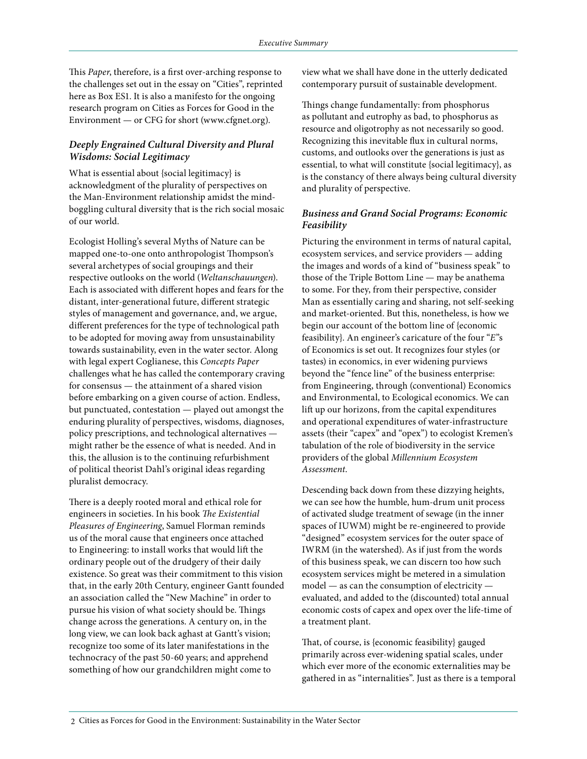This *Paper*, therefore, is a first over-arching response to the challenges set out in the essay on "Cities", reprinted here as Box ES1. It is also a manifesto for the ongoing research program on Cities as Forces for Good in the Environment — or CFG for short (www.cfgnet.org).

### *Deeply Engrained Cultural Diversity and Plural Wisdoms: Social Legitimacy*

What is essential about {social legitimacy} is acknowledgment of the plurality of perspectives on the Man-Environment relationship amidst the mind-boggling cultural diversity that is the rich social mosaic of our world.

Ecologist Holling's several Myths of Nature can be mapped one-to-one onto anthropologist Thompson's several archetypes of social groupings and their respective outlooks on the world (*Weltanschauungen*). Each is associated with different hopes and fears for the distant, inter-generational future, different strategic styles of management and governance, and, we argue, different preferences for the type of technological path to be adopted for moving away from unsustainability towards sustainability, even in the water sector. Along with legal expert Coglianese, this *Concepts Paper* challenges what he has called the contemporary craving for consensus — the attainment of a shared vision before embarking on a given course of action. Endless, but punctuated, contestation — played out amongst the enduring plurality of perspectives, wisdoms, diagnoses, policy prescriptions, and technological alternatives — might rather be the essence of what is needed. And in this, the allusion is to the continuing refurbishment of political theorist Dahl's original ideas regarding pluralist democracy.

There is a deeply rooted moral and ethical role for engineers in societies. In his book *The Existential Pleasures of Engineering*, Samuel Florman reminds us of the moral cause that engineers once attached to Engineering: to install works that would lift the ordinary people out of the drudgery of their daily existence. So great was their commitment to this vision that, in the early 20th Century, engineer Gantt founded an association called the "New Machine" in order to pursue his vision of what society should be. Things change across the generations. A century on, in the long view, we can look back aghast at Gantt's vision; recognize too some of its later manifestations in the technocracy of the past 50-60 years; and apprehend something of how our grandchildren might come to view what we shall have done in the utterly dedicated contemporary pursuit of sustainable development.

Things change fundamentally: from phosphorus as pollutant and eutrophy as bad, to phosphorus as resource and oligotrophy as not necessarily so good. Recognizing this inevitable flux in cultural norms, customs, and outlooks over the generations is just as essential, to what will constitute {social legitimacy}, as is the constancy of there always being cultural diversity and plurality of perspective.

### *Business and Grand Social Programs: Economic Feasibility*

Picturing the environment in terms of natural capital, ecosystem services, and service providers — adding the images and words of a kind of "business speak" to those of the Triple Bottom Line — may be anathema to some. For they, from their perspective, consider Man as essentially caring and sharing, not self-seeking and market-oriented. But this, nonetheless, is how we begin our account of the bottom line of {economic feasibility}. An engineer's caricature of the four "*E*"s of Economics is set out. It recognizes four styles (or tastes) in economics, in ever widening purviews beyond the "fence line" of the business enterprise: from Engineering, through (conventional) Economics and Environmental, to Ecological economics. We can lift up our horizons, from the capital expenditures and operational expenditures of water-infrastructure assets (their "capex" and "opex") to ecologist Kremen's tabulation of the role of biodiversity in the service providers of the global *Millennium Ecosystem Assessment*.

Descending back down from these dizzying heights, we can see how the humble, hum-drum unit process of activated sludge treatment of sewage (in the inner spaces of IUWM) might be re-engineered to provide "designed" ecosystem services for the outer space of IWRM (in the watershed). As if just from the words of this business speak, we can discern too how such ecosystem services might be metered in a simulation model — as can the consumption of electricity — evaluated, and added to the (discounted) total annual economic costs of capex and opex over the life-time of a treatment plant.

That, of course, is {economic feasibility} gauged primarily across ever-widening spatial scales, under which ever more of the economic externalities may be gathered in as "internalities". Just as there is a temporal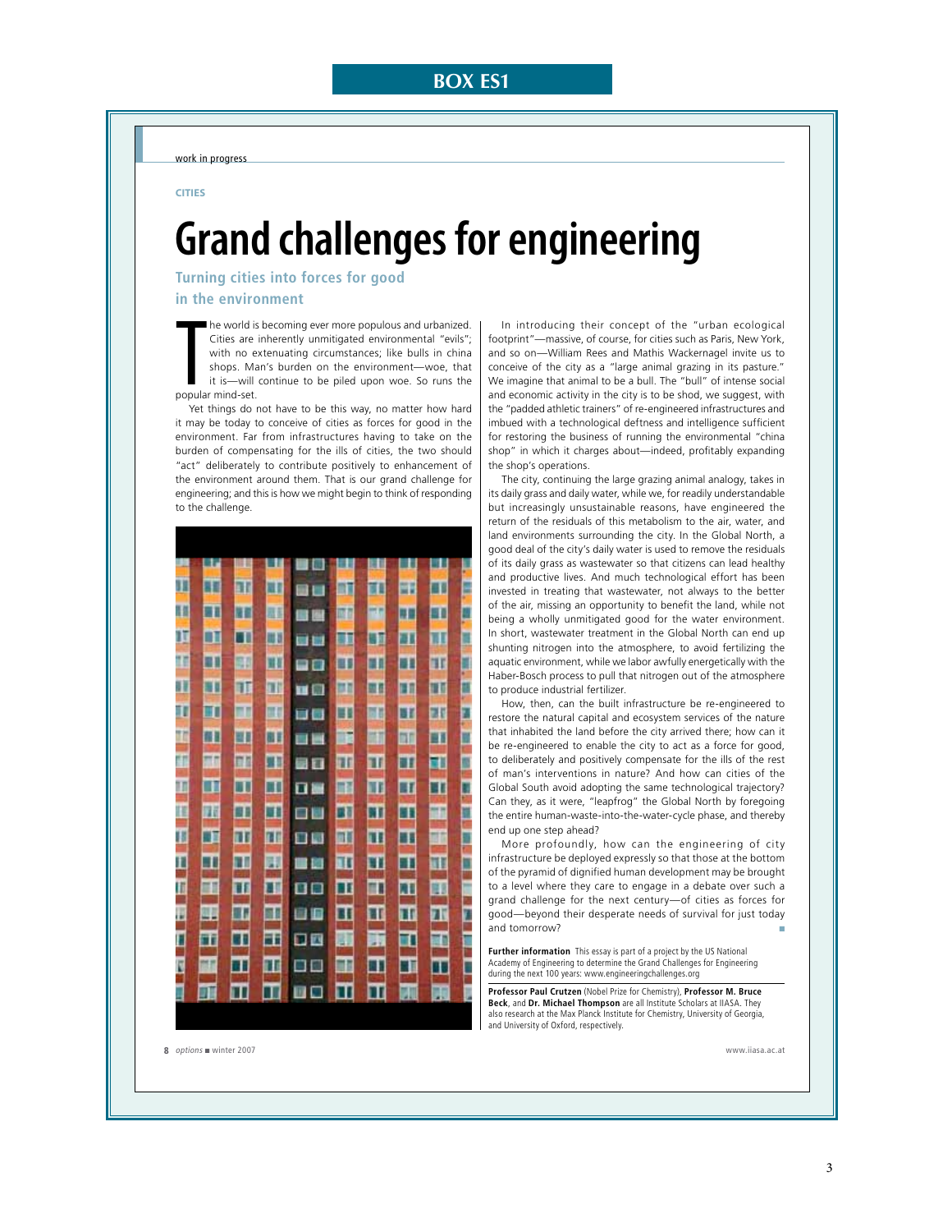# BOX ES1

work in progress

**CITIES**

# Grand challenges for engineering

## Turning cities into forces for good in the environment

The world is becoming ever more populous and urbanized. Cities are inherently unmitigated environmental "evils"; with no extenuating circumstances; like bulls in china shops. Man's burden on the environment—woe, that it is—will continue to be piled upon woe. So runs the popular mind-set.

Yet things do not have to be this way, no matter how hard it may be today to conceive of cities as forces for good in the environment. Far from infrastructures having to take on the burden of compensating for the ills of cities, the two should "act" deliberately to contribute positively to enhancement of the environment around them. That is our grand challenge for engineering; and this is how we might begin to think of responding to the challenge.

In introducing their concept of the "urban ecological footprint"—massive, of course, for cities such as Paris, New York, and so on—William Rees and Mathis Wackernagel invite us to conceive of the city as a "large animal grazing in its pasture." We imagine that animal to be a bull. The "bull" of intense social and economic activity in the city is to be shod, we suggest, with the "padded athletic trainers" of re-engineered infrastructures and imbued with a technological deftness and intelligence sufficient for restoring the business of running the environmental "china shop" in which it charges about—indeed, profitably expanding the shop's operations.

The city, continuing the large grazing animal analogy, takes in its daily grass and daily water, while we, for readily understandable but increasingly unsustainable reasons, have engineered the return of the residuals of this metabolism to the air, water, and land environments surrounding the city. In the Global North, a good deal of the city's daily water is used to remove the residuals of its daily grass as wastewater so that citizens can lead healthy and productive lives. And much technological effort has been invested in treating that wastewater, not always to the better of the air, missing an opportunity to benefit the land, while not being a wholly unmitigated good for the water environment. In short, wastewater treatment in the Global North can end up shunting nitrogen into the atmosphere, to avoid fertilizing the aquatic environment, while we labor awfully energetically with the Haber-Bosch process to pull that nitrogen out of the atmosphere to produce industrial fertilizer.

How, then, can the built infrastructure be re-engineered to restore the natural capital and ecosystem services of the nature that inhabited the land before the city arrived there; how can it be re-engineered to enable the city to act as a force for good, to deliberately and positively compensate for the ills of the rest of man's interventions in nature? And how can cities of the Global South avoid adopting the same technological trajectory? Can they, as it were, "leapfrog" the Global North by foregoing the entire human-waste-into-the-water-cycle phase, and thereby end up one step ahead?

More profoundly, how can the engineering of city infrastructure be deployed expressly so that those at the bottom of the pyramid of dignified human development may be brought to a level where they care to engage in a debate over such a grand challenge for the next century—of cities as forces for good—beyond their desperate needs of survival for just today and tomorrow?

**Further information** This essay is part of a project by the US National Academy of Engineering to determine the Grand Challenges for Engineering during the next 100 years: www.engineeringchallenges.org

**Professor Paul Crutzen** (Nobel Prize for Chemistry), **Professor M. Bruce Beck**, and **Dr. Michael Thompson** are all Institute Scholars at IIASA. They also research at the Max Planck Institute for Chemistry, University of Georgia, and University of Oxford, respectively.

8 *options* ■ winter 2007 www.iiasa.ac.at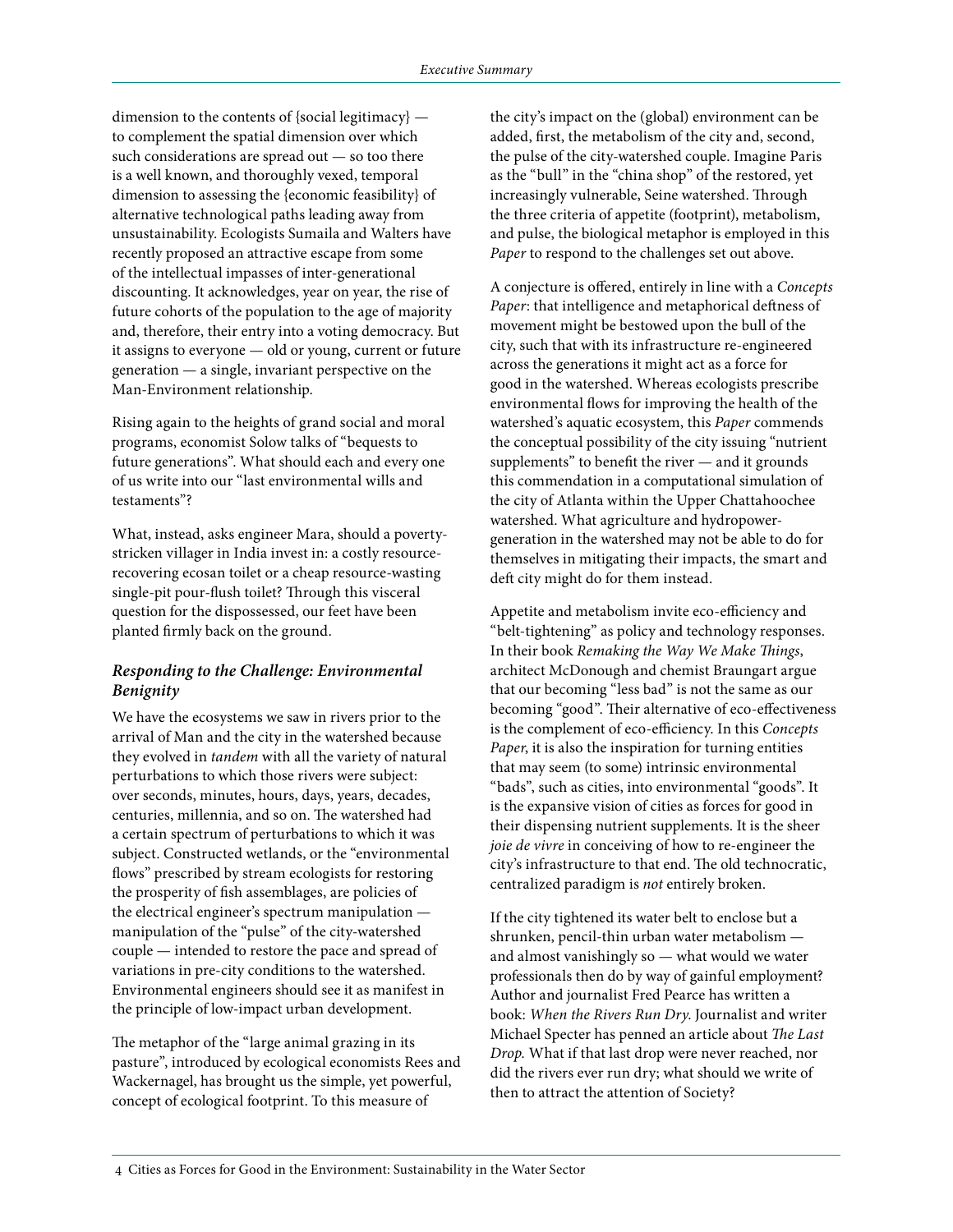dimension to the contents of {social legitimacy} — to complement the spatial dimension over which such considerations are spread out — so too there is a well known, and thoroughly vexed, temporal dimension to assessing the {economic feasibility} of alternative technological paths leading away from unsustainability. Ecologists Sumaila and Walters have recently proposed an attractive escape from some of the intellectual impasses of inter-generational discounting. It acknowledges, year on year, the rise of future cohorts of the population to the age of majority and, therefore, their entry into a voting democracy. But it assigns to everyone — old or young, current or future generation — a single, invariant perspective on the Man-Environment relationship.

Rising again to the heights of grand social and moral programs, economist Solow talks of "bequests to future generations". What should each and every one of us write into our "last environmental wills and testaments"?

What, instead, asks engineer Mara, should a poverty-stricken villager in India invest in: a costly resource-recovering ecosan toilet or a cheap resource-wasting single-pit pour-flush toilet? Through this visceral question for the dispossessed, our feet have been planted firmly back on the ground.

### *Responding to the Challenge: Environmental Benignity*

We have the ecosystems we saw in rivers prior to the arrival of Man and the city in the watershed because they evolved in *tandem* with all the variety of natural perturbations to which those rivers were subject: over seconds, minutes, hours, days, years, decades, centuries, millennia, and so on. The watershed had a certain spectrum of perturbations to which it was subject. Constructed wetlands, or the "environmental flows" prescribed by stream ecologists for restoring the prosperity of fish assemblages, are policies of the electrical engineer's spectrum manipulation — manipulation of the "pulse" of the city-watershed couple — intended to restore the pace and spread of variations in pre-city conditions to the watershed. Environmental engineers should see it as manifest in the principle of low-impact urban development.

The metaphor of the "large animal grazing in its pasture", introduced by ecological economists Rees and Wackernagel, has brought us the simple, yet powerful, concept of ecological footprint. To this measure of the city's impact on the (global) environment can be added, first, the metabolism of the city and, second, the pulse of the city-watershed couple. Imagine Paris as the "bull" in the "china shop" of the restored, yet increasingly vulnerable, Seine watershed. Through the three criteria of appetite (footprint), metabolism, and pulse, the biological metaphor is employed in this *Paper* to respond to the challenges set out above.

A conjecture is offered, entirely in line with a *Concepts Paper*: that intelligence and metaphorical deftness of movement might be bestowed upon the bull of the city, such that with its infrastructure re-engineered across the generations it might act as a force for good in the watershed. Whereas ecologists prescribe environmental flows for improving the health of the watershed's aquatic ecosystem, this *Paper* commends the conceptual possibility of the city issuing "nutrient supplements" to benefit the river — and it grounds this commendation in a computational simulation of the city of Atlanta within the Upper Chattahoochee watershed. What agriculture and hydropower-generation in the watershed may not be able to do for themselves in mitigating their impacts, the smart and deft city might do for them instead.

Appetite and metabolism invite eco-efficiency and "belt-tightening" as policy and technology responses. In their book *Remaking the Way We Make Things*, architect McDonough and chemist Braungart argue that our becoming "less bad" is not the same as our becoming "good". Their alternative of eco-effectiveness is the complement of eco-efficiency. In this *Concepts Paper*, it is also the inspiration for turning entities that may seem (to some) intrinsic environmental "bads", such as cities, into environmental "goods". It is the expansive vision of cities as forces for good in their dispensing nutrient supplements. It is the sheer *joie de vivre* in conceiving of how to re-engineer the city's infrastructure to that end. The old technocratic, centralized paradigm is *not* entirely broken.

If the city tightened its water belt to enclose but a shrunken, pencil-thin urban water metabolism — and almost vanishingly so — what would we water professionals then do by way of gainful employment? Author and journalist Fred Pearce has written a book: *When the Rivers Run Dry*. Journalist and writer Michael Specter has penned an article about *The Last Drop.* What if that last drop were never reached, nor did the rivers ever run dry; what should we write of then to attract the attention of Society?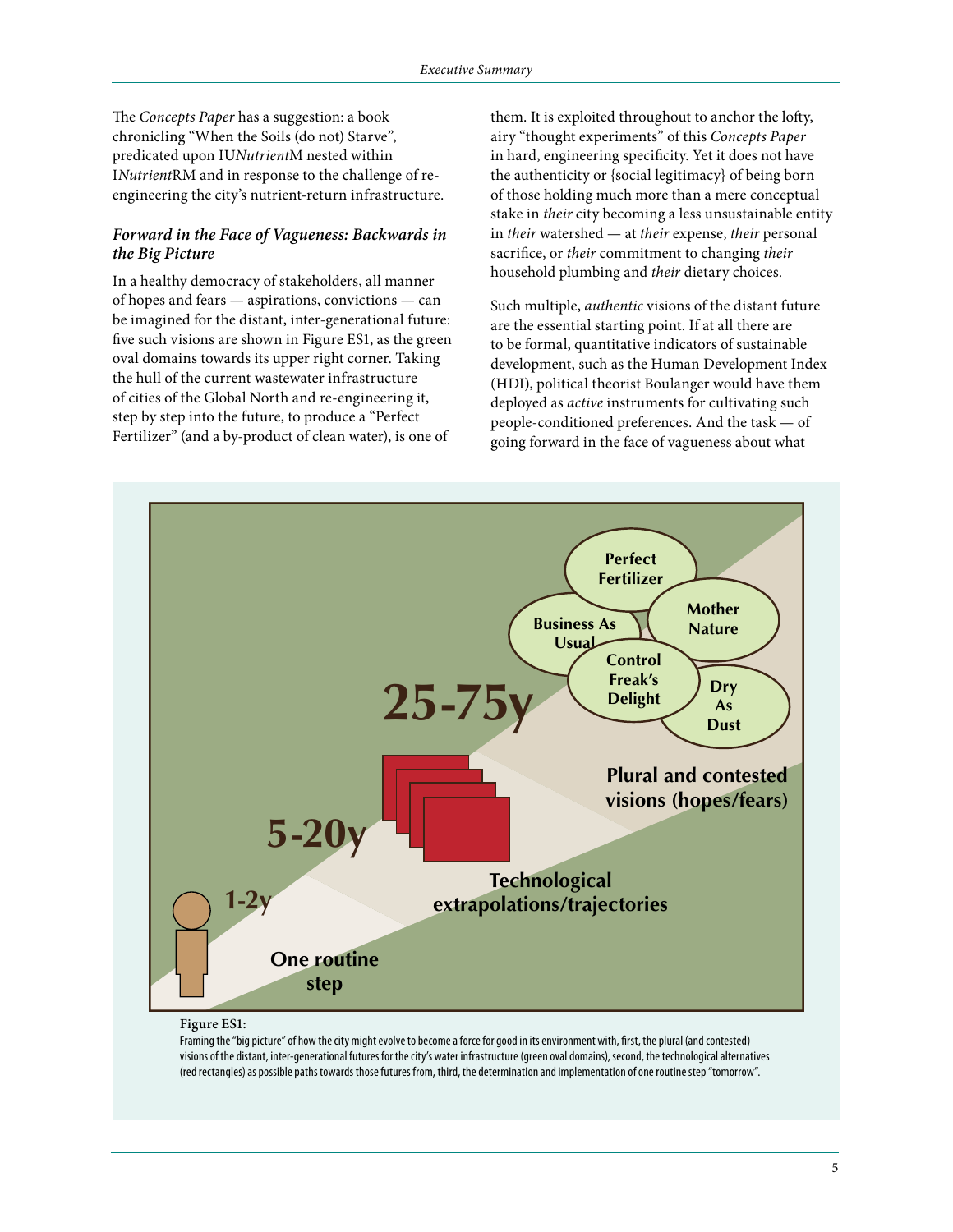The *Concepts Paper* has a suggestion: a book chronicling "When the Soils (do not) Starve", predicated upon IU*Nutrient*M nested within I*Nutrient*RM and in response to the challenge of re-engineering the city's nutrient-return infrastructure.

### *Forward in the Face of Vagueness: Backwards in the Big Picture*

In a healthy democracy of stakeholders, all manner of hopes and fears — aspirations, convictions — can be imagined for the distant, inter-generational future: five such visions are shown in Figure ES1, as the green oval domains towards its upper right corner. Taking the hull of the current wastewater infrastructure of cities of the Global North and re-engineering it, step by step into the future, to produce a "Perfect Fertilizer" (and a by-product of clean water), is one of them. It is exploited throughout to anchor the lofty, airy "thought experiments" of this *Concepts Paper* in hard, engineering specificity. Yet it does not have the authenticity or {social legitimacy} of being born of those holding much more than a mere conceptual stake in *their* city becoming a less unsustainable entity in *their* watershed — at *their* expense, *their* personal sacrifice, or *their* commitment to changing *their* household plumbing and *their* dietary choices.

Such multiple, *authentic* visions of the distant future are the essential starting point. If at all there are to be formal, quantitative indicators of sustainable development, such as the Human Development Index (HDI), political theorist Boulanger would have them deployed as *active* instruments for cultivating such people-conditioned preferences. And the task — of going forward in the face of vagueness about what

**Figure ES1:**
Framing the "big picture" of how the city might evolve to become a force for good in its environment with, first, the plural (and contested) visions of the distant, inter-generational futures for the city's water infrastructure (green oval domains), second, the technological alternatives (red rectangles) as possible paths towards those futures from, third, the determination and implementation of one routine step "tomorrow".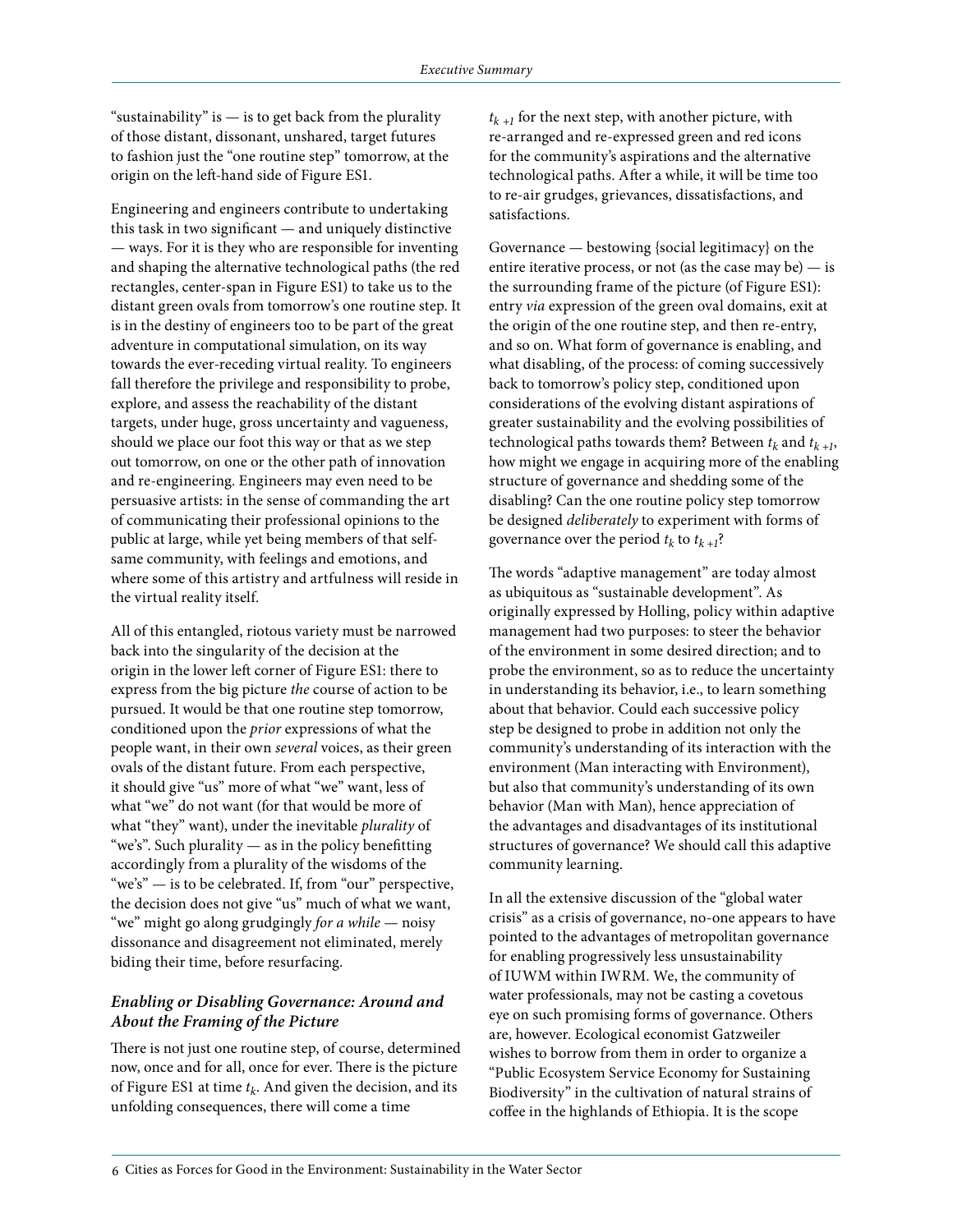"sustainability" is — is to get back from the plurality of those distant, dissonant, unshared, target futures to fashion just the "one routine step" tomorrow, at the origin on the left-hand side of Figure ES1.

Engineering and engineers contribute to undertaking this task in two significant — and uniquely distinctive — ways. For it is they who are responsible for inventing and shaping the alternative technological paths (the red rectangles, center-span in Figure ES1) to take us to the distant green ovals from tomorrow's one routine step. It is in the destiny of engineers too to be part of the great adventure in computational simulation, on its way towards the ever-receding virtual reality. To engineers fall therefore the privilege and responsibility to probe, explore, and assess the reachability of the distant targets, under huge, gross uncertainty and vagueness, should we place our foot this way or that as we step out tomorrow, on one or the other path of innovation and re-engineering. Engineers may even need to be persuasive artists: in the sense of commanding the art of communicating their professional opinions to the public at large, while yet being members of that self-same community, with feelings and emotions, and where some of this artistry and artfulness will reside in the virtual reality itself.

All of this entangled, riotous variety must be narrowed back into the singularity of the decision at the origin in the lower left corner of Figure ES1: there to express from the big picture *the* course of action to be pursued. It would be that one routine step tomorrow, conditioned upon the *prior* expressions of what the people want, in their own *several* voices, as their green ovals of the distant future. From each perspective, it should give "us" more of what "we" want, less of what "we" do not want (for that would be more of what "they" want), under the inevitable *plurality* of "we's". Such plurality — as in the policy benefitting accordingly from a plurality of the wisdoms of the "we's" — is to be celebrated. If, from "our" perspective, the decision does not give "us" much of what we want, "we" might go along grudgingly *for a while* — noisy dissonance and disagreement not eliminated, merely biding their time, before resurfacing.

### *Enabling or Disabling Governance: Around and About the Framing of the Picture*

There is not just one routine step, of course, determined now, once and for all, once for ever. There is the picture of Figure ES1 at time $t_k$. And given the decision, and its unfolding consequences, there will come a time $t_{k+1}$ for the next step, with another picture, with re-arranged and re-expressed green and red icons for the community's aspirations and the alternative technological paths. After a while, it will be time too to re-air grudges, grievances, dissatisfactions, and satisfactions.

Governance — bestowing {social legitimacy} on the entire iterative process, or not (as the case may be) — is the surrounding frame of the picture (of Figure ES1): entry *via* expression of the green oval domains, exit at the origin of the one routine step, and then re-entry, and so on. What form of governance is enabling, and what disabling, of the process: of coming successively back to tomorrow's policy step, conditioned upon considerations of the evolving distant aspirations of greater sustainability and the evolving possibilities of technological paths towards them? Between $t_k$ and $t_{k+1}$, how might we engage in acquiring more of the enabling structure of governance and shedding some of the disabling? Can the one routine policy step tomorrow be designed *deliberately* to experiment with forms of governance over the period $t_k$ to $t_{k+1}$?

The words "adaptive management" are today almost as ubiquitous as "sustainable development". As originally expressed by Holling, policy within adaptive management had two purposes: to steer the behavior of the environment in some desired direction; and to probe the environment, so as to reduce the uncertainty in understanding its behavior, i.e., to learn something about that behavior. Could each successive policy step be designed to probe in addition not only the community's understanding of its interaction with the environment (Man interacting with Environment), but also that community's understanding of its own behavior (Man with Man), hence appreciation of the advantages and disadvantages of its institutional structures of governance? We should call this adaptive community learning.

In all the extensive discussion of the "global water crisis" as a crisis of governance, no-one appears to have pointed to the advantages of metropolitan governance for enabling progressively less unsustainability of IUWM within IWRM. We, the community of water professionals, may not be casting a covetous eye on such promising forms of governance. Others are, however. Ecological economist Gatzweiler wishes to borrow from them in order to organize a "Public Ecosystem Service Economy for Sustaining Biodiversity" in the cultivation of natural strains of coffee in the highlands of Ethiopia. It is the scope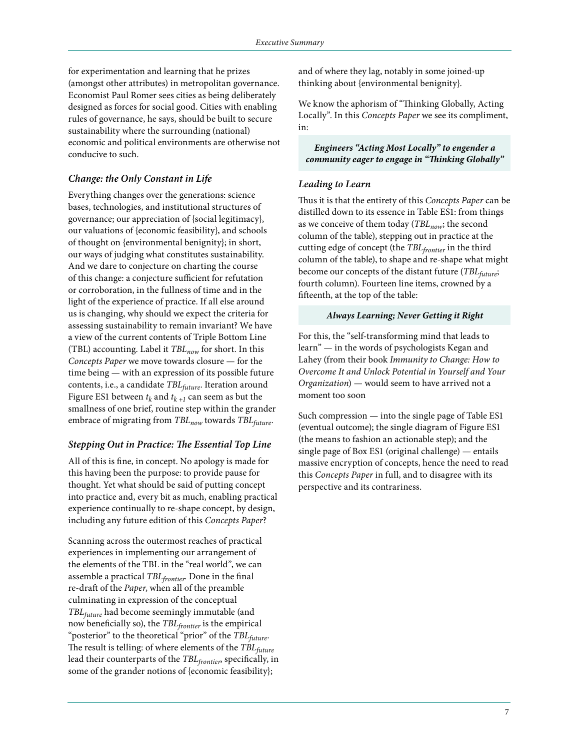for experimentation and learning that he prizes (amongst other attributes) in metropolitan governance. Economist Paul Romer sees cities as being deliberately designed as forces for social good. Cities with enabling rules of governance, he says, should be built to secure sustainability where the surrounding (national) economic and political environments are otherwise not conducive to such.

### *Change: the Only Constant in Life*

Everything changes over the generations: science bases, technologies, and institutional structures of governance; our appreciation of {social legitimacy}, our valuations of {economic feasibility}, and schools of thought on {environmental benignity}; in short, our ways of judging what constitutes sustainability. And we dare to conjecture on charting the course of this change: a conjecture sufficient for refutation or corroboration, in the fullness of time and in the light of the experience of practice. If all else around us is changing, why should we expect the criteria for assessing sustainability to remain invariant? We have a view of the current contents of Triple Bottom Line (TBL) accounting. Label it $TBL_{now}$ for short. In this *Concepts Paper* we move towards closure — for the time being — with an expression of its possible future contents, i.e., a candidate $TBL_{future}$. Iteration around Figure ES1 between $t_k$ and $t_{k+1}$ can seem as but the smallness of one brief, routine step within the grander embrace of migrating from $TBL_{now}$ towards $TBL_{future}$.

### *Stepping Out in Practice: The Essential Top Line*

All of this is fine, in concept. No apology is made for this having been the purpose: to provide pause for thought. Yet what should be said of putting concept into practice and, every bit as much, enabling practical experience continually to re-shape concept, by design, including any future edition of this *Concepts Paper*?

Scanning across the outermost reaches of practical experiences in implementing our arrangement of the elements of the TBL in the "real world", we can assemble a practical $TBL_{frontier}$. Done in the final re-draft of the *Paper*, when all of the preamble culminating in expression of the conceptual $TBL_{future}$ had become seemingly immutable (and now beneficially so), the $TBL_{frontier}$ is the empirical "posterior" to the theoretical "prior" of the $TBL_{future}$. The result is telling: of where elements of the $TBL_{future}$ lead their counterparts of the $TBL_{frontier}$, specifically, in some of the grander notions of {economic feasibility}; and of where they lag, notably in some joined-up thinking about {environmental benignity}.

We know the aphorism of "Thinking Globally, Acting Locally". In this *Concepts Paper* we see its compliment, in:

> ***Engineers "Acting Most Locally" to engender a community eager to engage in "Thinking Globally"***

### *Leading to Learn*

Thus it is that the entirety of this *Concepts Paper* can be distilled down to its essence in Table ES1: from things as we conceive of them today ($TBL_{now}$; the second column of the table), stepping out in practice at the cutting edge of concept (the $TBL_{frontier}$ in the third column of the table), to shape and re-shape what might become our concepts of the distant future ($TBL_{future}$; fourth column). Fourteen line items, crowned by a fifteenth, at the top of the table:

> ***Always Learning; Never Getting it Right***

For this, the "self-transforming mind that leads to learn" — in the words of psychologists Kegan and Lahey (from their book *Immunity to Change: How to Overcome It and Unlock Potential in Yourself and Your Organization*) — would seem to have arrived not a moment too soon

Such compression — into the single page of Table ES1 (eventual outcome); the single diagram of Figure ES1 (the means to fashion an actionable step); and the single page of Box ES1 (original challenge) — entails massive encryption of concepts, hence the need to read this *Concepts Paper* in full, and to disagree with its perspective and its contrariness.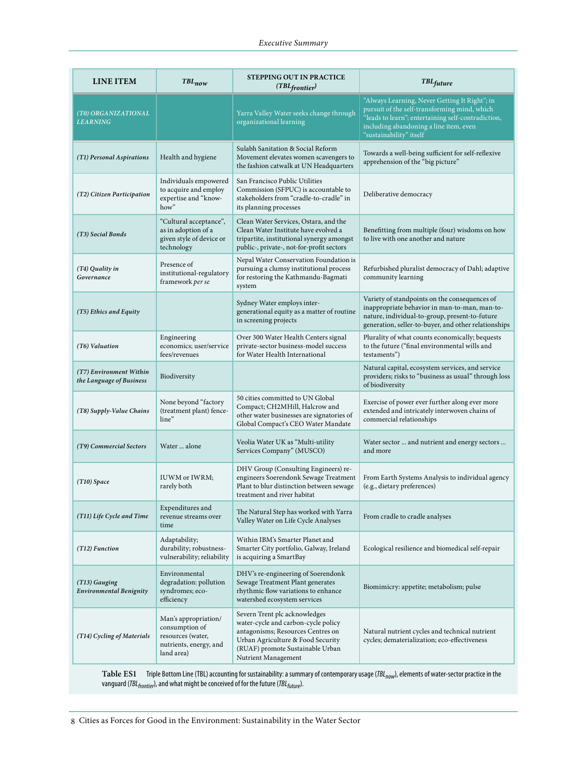| LINE ITEM | $TBL_{now}$ | STEPPING OUT IN PRACTICE ($TBL_{frontier}$) | $TBL_{future}$ |
|---|---|---|---|
| *(T0) ORGANIZATIONAL LEARNING* | | Yarra Valley Water seeks change through organizational learning | "Always Learning, Never Getting It Right"; in pursuit of the self-transforming mind, which "leads to learn"; entertaining self-contradiction, including abandoning a line item, even "sustainability" itself |
| *(T1) Personal Aspirations* | Health and hygiene | Sulabh Sanitation & Social Reform Movement elevates women scavengers to the fashion catwalk at UN Headquarters | Towards a well-being sufficient for self-reflexive apprehension of the "big picture" |
| *(T2) Citizen Participation* | Individuals empowered to acquire and employ expertise and "know-how" | San Francisco Public Utilities Commission (SFPUC) is accountable to stakeholders from "cradle-to-cradle" in its planning processes | Deliberative democracy |
| *(T3) Social Bonds* | "Cultural acceptance", as in adoption of a given style of device or technology | Clean Water Services, Ostara, and the Clean Water Institute have evolved a tripartite, institutional synergy amongst public-, private-, not-for-profit sectors | Benefitting from multiple (four) wisdoms on how to live with one another and nature |
| *(T4) Quality in Governance* | Presence of institutional-regulatory framework *per se* | Nepal Water Conservation Foundation is pursuing a clumsy institutional process for restoring the Kathmandu-Bagmati system | Refurbished pluralist democracy of Dahl; adaptive community learning |
| *(T5) Ethics and Equity* | | Sydney Water employs inter-generational equity as a matter of routine in screening projects | Variety of standpoints on the consequences of inappropriate behavior in man-to-man, man-to-nature, individual-to-group, present-to-future generation, seller-to-buyer, and other relationships |
| *(T6) Valuation* | Engineering economics; user/service fees/revenues | Over 300 Water Health Centers signal private-sector business-model success for Water Health International | Plurality of what counts economically; bequests to the future ("final environmental wills and testaments") |
| *(T7) Environment Within the Language of Business* | Biodiversity | | Natural capital, ecosystem services, and service providers; risks to "business as usual" through loss of biodiversity |
| *(T8) Supply-Value Chains* | None beyond "factory (treatment plant) fence-line" | 50 cities committed to UN Global Compact; CH2MHill, Halcrow and other water businesses are signatories of Global Compact's CEO Water Mandate | Exercise of power ever further along ever more extended and intricately interwoven chains of commercial relationships |
| *(T9) Commercial Sectors* | Water … alone | Veolia Water UK as "Multi-utility Services Company" (MUSCO) | Water sector … and nutrient and energy sectors … and more |
| *(T10) Space* | IUWM or IWRM; rarely both | DHV Group (Consulting Engineers) re-engineers Soerendonk Sewage Treatment Plant to blur distinction between sewage treatment and river habitat | From Earth Systems Analysis to individual agency (e.g., dietary preferences) |
| *(T11) Life Cycle and Time* | Expenditures and revenue streams over time | The Natural Step has worked with Yarra Valley Water on Life Cycle Analyses | From cradle to cradle analyses |
| *(T12) Function* | Adaptability; durability; robustness-vulnerability; reliability | Within IBM's Smarter Planet and Smarter City portfolio, Galway, Ireland is acquiring a SmartBay | Ecological resilience and biomedical self-repair |
| *(T13) Gauging Environmental Benignity* | Environmental degradation: pollution syndromes; eco-efficiency | DHV's re-engineering of Soerendonk Sewage Treatment Plant generates rhythmic flow variations to enhance watershed ecosystem services | Biomimicry: appetite; metabolism; pulse |
| *(T14) Cycling of Materials* | Man's appropriation/consumption of resources (water, nutrients, energy, and land area) | Severn Trent plc acknowledges water-cycle and carbon-cycle policy antagonisms; Resources Centres on Urban Agriculture & Food Security (RUAF) promote Sustainable Urban Nutrient Management | Natural nutrient cycles and technical nutrient cycles; dematerialization; eco-effectiveness |

**Table ES1** Triple Bottom Line (TBL) accounting for sustainability: a summary of contemporary usage ($TBL_{now}$), elements of water-sector practice in the vanguard ($TBL_{frontier}$), and what might be conceived of for the future ($TBL_{future}$).